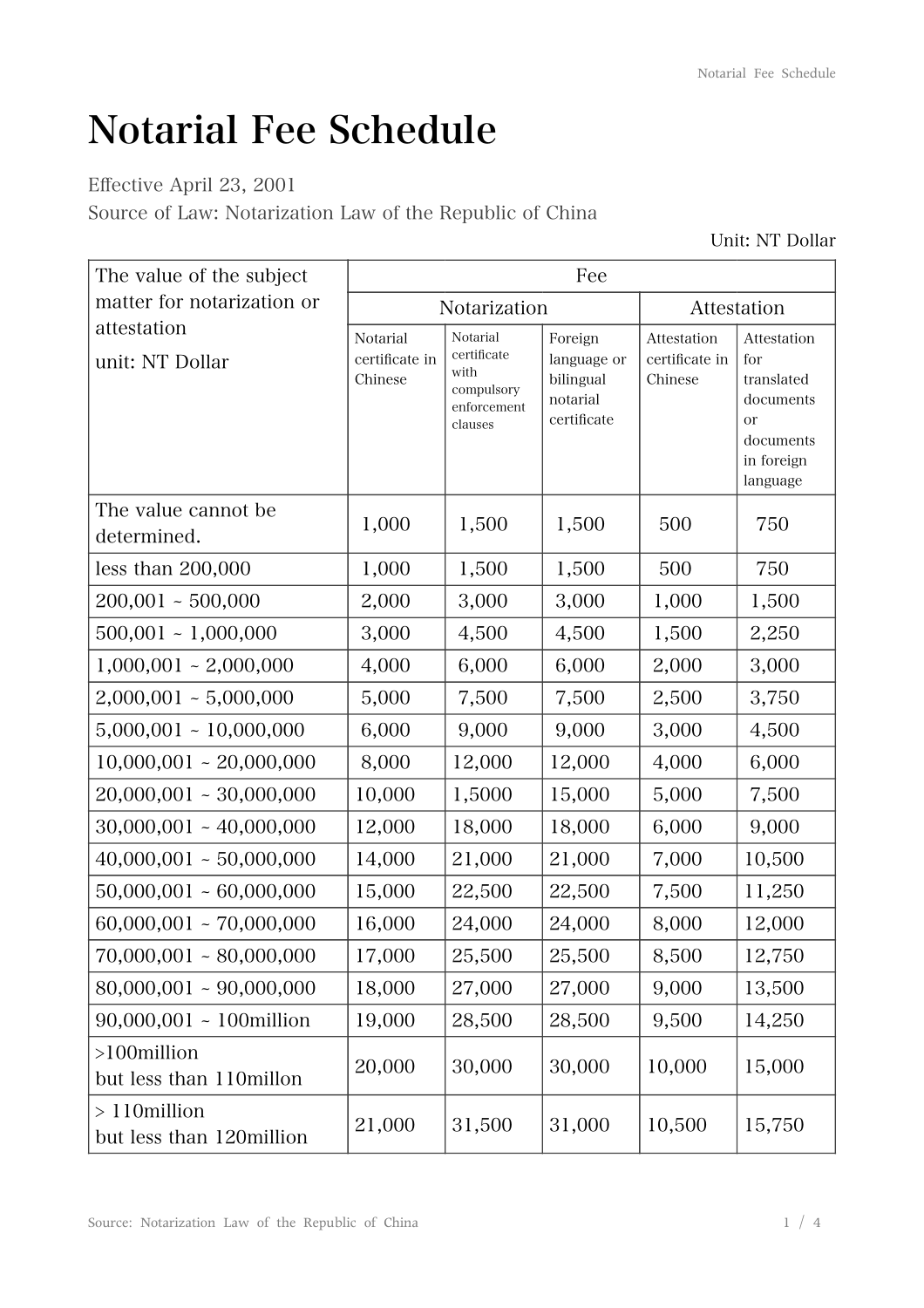# Notarial Fee Schedule

Effective April 23, 2001

Source of Law: Notarization Law of the Republic of China

Unit: NT Dollar

| The value of the subject matter for notarization or attestation unit: NT Dollar | Fee | | | | |
|---|---|---|---|---|---|
| | Notarization | | | Attestation | |
| | Notarial certificate in Chinese | Notarial certificate with compulsory enforcement clauses | Foreign language or bilingual notarial certificate | Attestation certificate in Chinese | Attestation for translated documents or documents in foreign language |
| The value cannot be determined. | 1,000 | 1,500 | 1,500 | 500 | 750 |
| less than 200,000 | 1,000 | 1,500 | 1,500 | 500 | 750 |
| 200,001 ~ 500,000 | 2,000 | 3,000 | 3,000 | 1,000 | 1,500 |
| 500,001 ~ 1,000,000 | 3,000 | 4,500 | 4,500 | 1,500 | 2,250 |
| 1,000,001 ~ 2,000,000 | 4,000 | 6,000 | 6,000 | 2,000 | 3,000 |
| 2,000,001 ~ 5,000,000 | 5,000 | 7,500 | 7,500 | 2,500 | 3,750 |
| 5,000,001 ~ 10,000,000 | 6,000 | 9,000 | 9,000 | 3,000 | 4,500 |
| 10,000,001 ~ 20,000,000 | 8,000 | 12,000 | 12,000 | 4,000 | 6,000 |
| 20,000,001 ~ 30,000,000 | 10,000 | 1,5000 | 15,000 | 5,000 | 7,500 |
| 30,000,001 ~ 40,000,000 | 12,000 | 18,000 | 18,000 | 6,000 | 9,000 |
| 40,000,001 ~ 50,000,000 | 14,000 | 21,000 | 21,000 | 7,000 | 10,500 |
| 50,000,001 ~ 60,000,000 | 15,000 | 22,500 | 22,500 | 7,500 | 11,250 |
| 60,000,001 ~ 70,000,000 | 16,000 | 24,000 | 24,000 | 8,000 | 12,000 |
| 70,000,001 ~ 80,000,000 | 17,000 | 25,500 | 25,500 | 8,500 | 12,750 |
| 80,000,001 ~ 90,000,000 | 18,000 | 27,000 | 27,000 | 9,000 | 13,500 |
| 90,000,001 ~ 100million | 19,000 | 28,500 | 28,500 | 9,500 | 14,250 |
| >100million but less than 110millon | 20,000 | 30,000 | 30,000 | 10,000 | 15,000 |
| > 110million but less than 120million | 21,000 | 31,500 | 31,000 | 10,500 | 15,750 |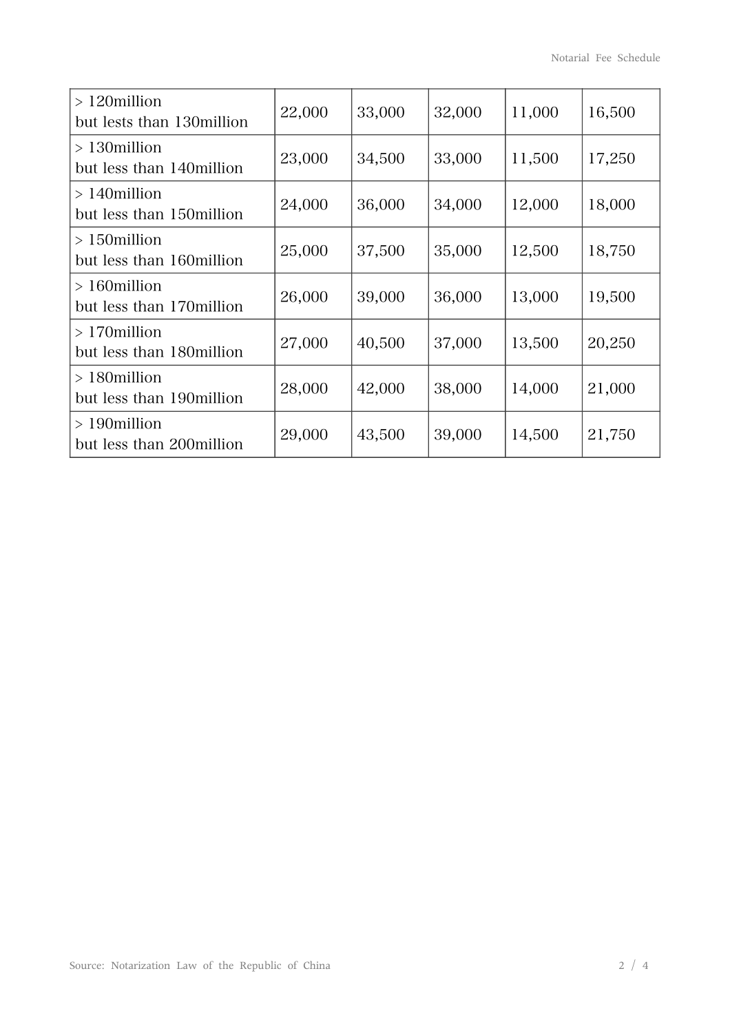| > 120million but lests than 130million | 22,000 | 33,000 | 32,000 | 11,000 | 16,500 |
|---|---|---|---|---|---|
| > 130million but less than 140million | 23,000 | 34,500 | 33,000 | 11,500 | 17,250 |
| > 140million but less than 150million | 24,000 | 36,000 | 34,000 | 12,000 | 18,000 |
| > 150million but less than 160million | 25,000 | 37,500 | 35,000 | 12,500 | 18,750 |
| > 160million but less than 170million | 26,000 | 39,000 | 36,000 | 13,000 | 19,500 |
| > 170million but less than 180million | 27,000 | 40,500 | 37,000 | 13,500 | 20,250 |
| > 180million but less than 190million | 28,000 | 42,000 | 38,000 | 14,000 | 21,000 |
| > 190million but less than 200million | 29,000 | 43,500 | 39,000 | 14,500 | 21,750 |

Source: Notarization Law of the Republic of China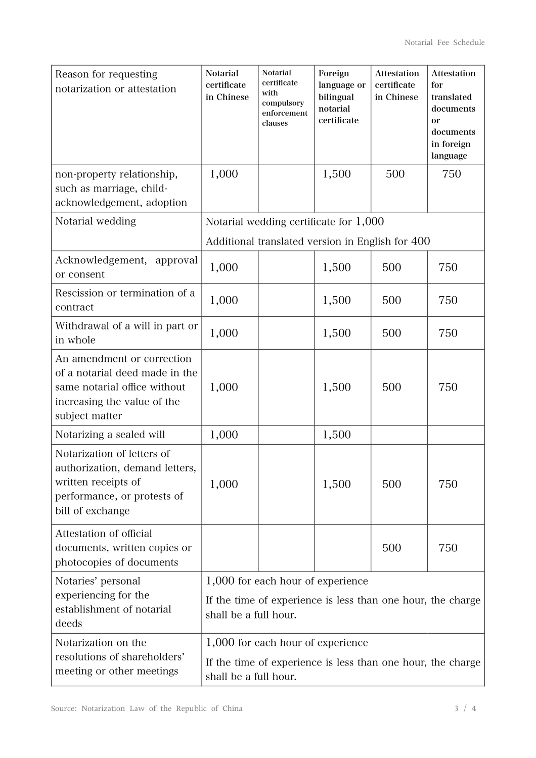| Reason for requesting notarization or attestation | Notarial certificate in Chinese | Notarial certificate with compulsory enforcement clauses | Foreign language or bilingual notarial certificate | Attestation certificate in Chinese | Attestation for translated documents or documents in foreign language |
|---|---|---|---|---|---|
| non-property relationship, such as marriage, child-acknowledgement, adoption | 1,000 | | 1,500 | 500 | 750 |
| Notarial wedding | Notarial wedding certificate for 1,000<br>Additional translated version in English for 400 | | | | |
| Acknowledgement, approval or consent | 1,000 | | 1,500 | 500 | 750 |
| Rescission or termination of a contract | 1,000 | | 1,500 | 500 | 750 |
| Withdrawal of a will in part or in whole | 1,000 | | 1,500 | 500 | 750 |
| An amendment or correction of a notarial deed made in the same notarial office without increasing the value of the subject matter | 1,000 | | 1,500 | 500 | 750 |
| Notarizing a sealed will | 1,000 | | 1,500 | | |
| Notarization of letters of authorization, demand letters, written receipts of performance, or protests of bill of exchange | 1,000 | | 1,500 | 500 | 750 |
| Attestation of official documents, written copies or photocopies of documents | | | | 500 | 750 |
| Notaries' personal experiencing for the establishment of notarial deeds | 1,000 for each hour of experience<br>If the time of experience is less than one hour, the charge shall be a full hour. | | | | |
| Notarization on the resolutions of shareholders' meeting or other meetings | 1,000 for each hour of experience<br>If the time of experience is less than one hour, the charge shall be a full hour. | | | | |

Source: Notarization Law of the Republic of China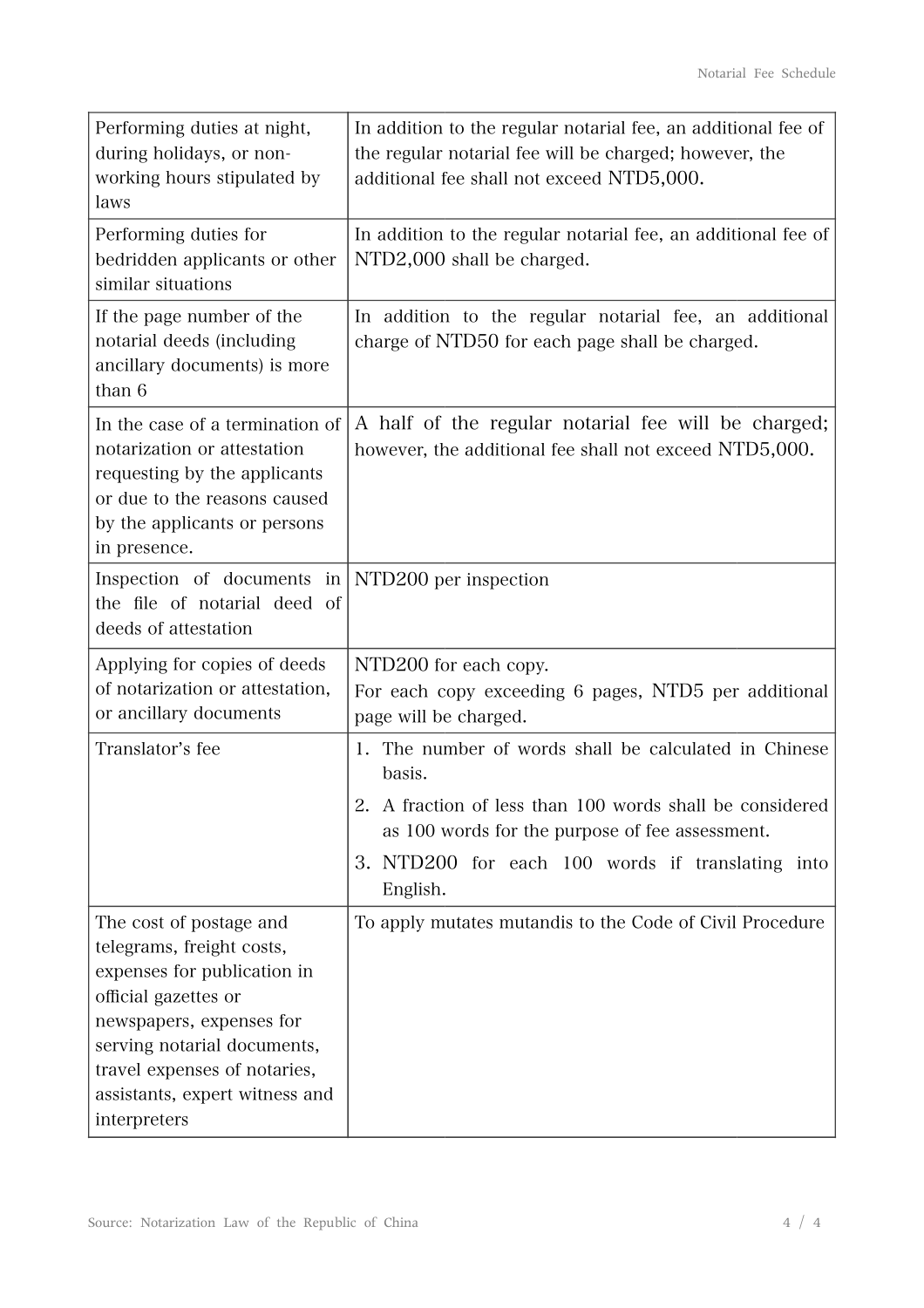| | |
|---|---|
| Performing duties at night, during holidays, or non-working hours stipulated by laws | In addition to the regular notarial fee, an additional fee of the regular notarial fee will be charged; however, the additional fee shall not exceed NTD5,000. |
| Performing duties for bedridden applicants or other similar situations | In addition to the regular notarial fee, an additional fee of NTD2,000 shall be charged. |
| If the page number of the notarial deeds (including ancillary documents) is more than 6 | In addition to the regular notarial fee, an additional charge of NTD50 for each page shall be charged. |
| In the case of a termination of notarization or attestation requesting by the applicants or due to the reasons caused by the applicants or persons in presence. | A half of the regular notarial fee will be charged; however, the additional fee shall not exceed NTD5,000. |
| Inspection of documents in the file of notarial deed of deeds of attestation | NTD200 per inspection |
| Applying for copies of deeds of notarization or attestation, or ancillary documents | NTD200 for each copy.<br>For each copy exceeding 6 pages, NTD5 per additional page will be charged. |
| Translator's fee | 1. The number of words shall be calculated in Chinese basis.<br>2. A fraction of less than 100 words shall be considered as 100 words for the purpose of fee assessment.<br>3. NTD200 for each 100 words if translating into English. |
| The cost of postage and telegrams, freight costs, expenses for publication in official gazettes or newspapers, expenses for serving notarial documents, travel expenses of notaries, assistants, expert witness and interpreters | To apply mutates mutandis to the Code of Civil Procedure |

Source: Notarization Law of the Republic of China